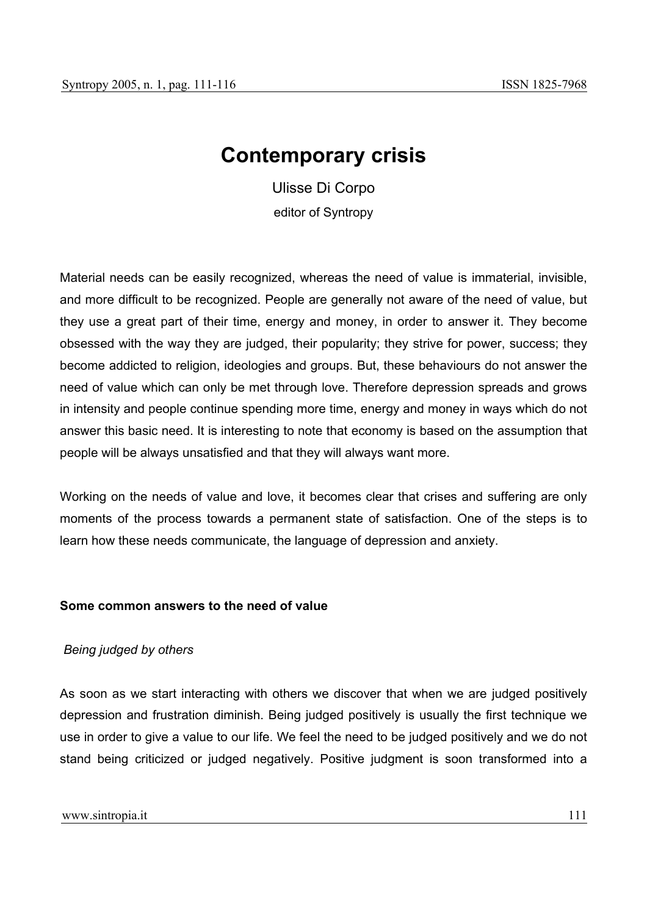# Contemporary crisis

Ulisse Di Corpo

editor of Syntropy

Material needs can be easily recognized, whereas the need of value is immaterial, invisible, and more difficult to be recognized. People are generally not aware of the need of value, but they use a great part of their time, energy and money, in order to answer it. They become obsessed with the way they are judged, their popularity; they strive for power, success; they become addicted to religion, ideologies and groups. But, these behaviours do not answer the need of value which can only be met through love. Therefore depression spreads and grows in intensity and people continue spending more time, energy and money in ways which do not answer this basic need. It is interesting to note that economy is based on the assumption that people will be always unsatisfied and that they will always want more.

Working on the needs of value and love, it becomes clear that crises and suffering are only moments of the process towards a permanent state of satisfaction. One of the steps is to learn how these needs communicate, the language of depression and anxiety.

## Some common answers to the need of value

### *Being judged by others*

As soon as we start interacting with others we discover that when we are judged positively depression and frustration diminish. Being judged positively is usually the first technique we use in order to give a value to our life. We feel the need to be judged positively and we do not stand being criticized or judged negatively. Positive judgment is soon transformed into a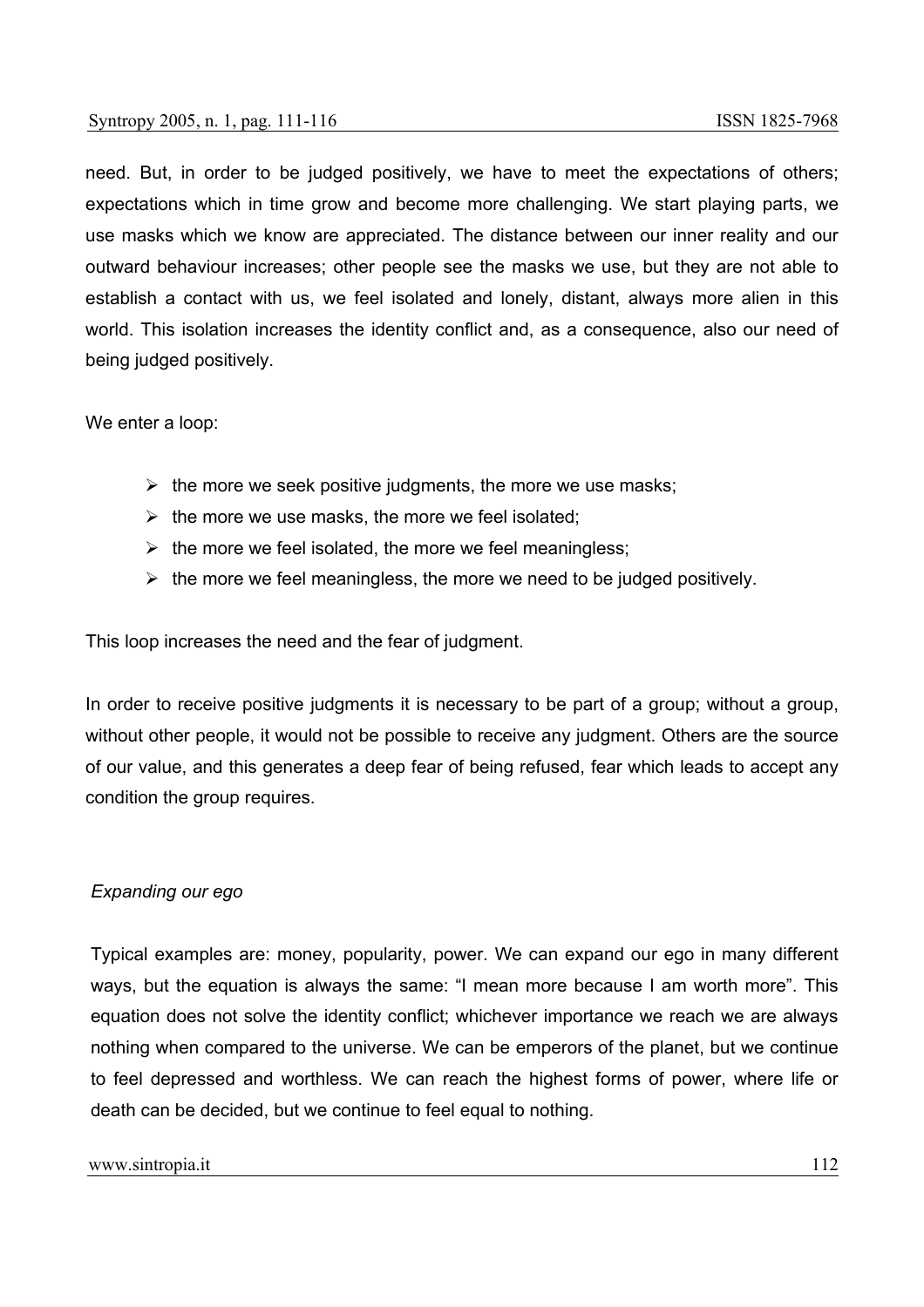need. But, in order to be judged positively, we have to meet the expectations of others; expectations which in time grow and become more challenging. We start playing parts, we use masks which we know are appreciated. The distance between our inner reality and our outward behaviour increases; other people see the masks we use, but they are not able to establish a contact with us, we feel isolated and lonely, distant, always more alien in this world. This isolation increases the identity conflict and, as a consequence, also our need of being judged positively.

We enter a loop:

- the more we seek positive judgments, the more we use masks;
- the more we use masks, the more we feel isolated;
- the more we feel isolated, the more we feel meaningless;
- the more we feel meaningless, the more we need to be judged positively.

This loop increases the need and the fear of judgment.

In order to receive positive judgments it is necessary to be part of a group; without a group, without other people, it would not be possible to receive any judgment. Others are the source of our value, and this generates a deep fear of being refused, fear which leads to accept any condition the group requires.

*Expanding our ego*

Typical examples are: money, popularity, power. We can expand our ego in many different ways, but the equation is always the same: “I mean more because I am worth more”. This equation does not solve the identity conflict; whichever importance we reach we are always nothing when compared to the universe. We can be emperors of the planet, but we continue to feel depressed and worthless. We can reach the highest forms of power, where life or death can be decided, but we continue to feel equal to nothing.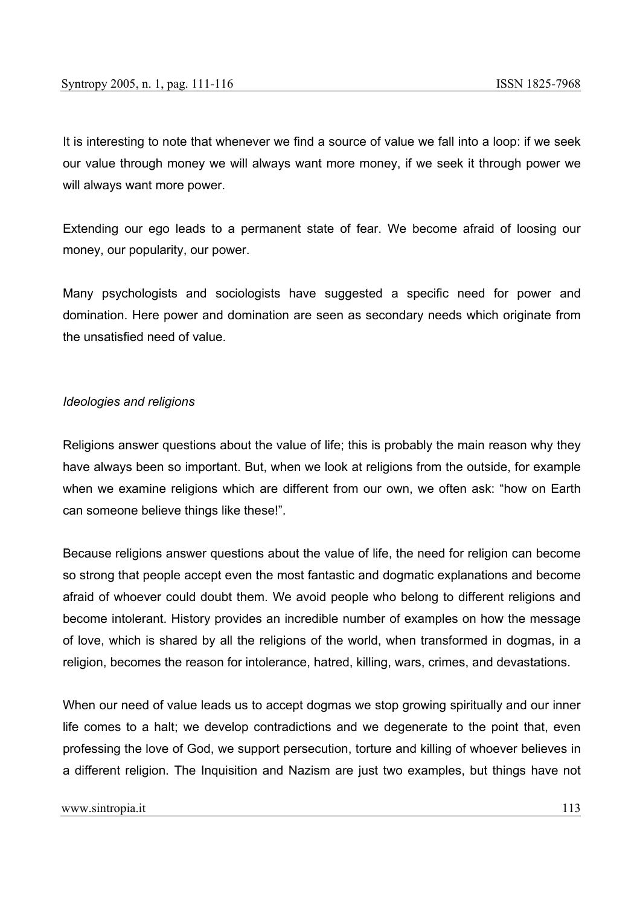It is interesting to note that whenever we find a source of value we fall into a loop: if we seek our value through money we will always want more money, if we seek it through power we will always want more power.

Extending our ego leads to a permanent state of fear. We become afraid of loosing our money, our popularity, our power.

Many psychologists and sociologists have suggested a specific need for power and domination. Here power and domination are seen as secondary needs which originate from the unsatisfied need of value.

*Ideologies and religions*

Religions answer questions about the value of life; this is probably the main reason why they have always been so important. But, when we look at religions from the outside, for example when we examine religions which are different from our own, we often ask: "how on Earth can someone believe things like these!".

Because religions answer questions about the value of life, the need for religion can become so strong that people accept even the most fantastic and dogmatic explanations and become afraid of whoever could doubt them. We avoid people who belong to different religions and become intolerant. History provides an incredible number of examples on how the message of love, which is shared by all the religions of the world, when transformed in dogmas, in a religion, becomes the reason for intolerance, hatred, killing, wars, crimes, and devastations.

When our need of value leads us to accept dogmas we stop growing spiritually and our inner life comes to a halt; we develop contradictions and we degenerate to the point that, even professing the love of God, we support persecution, torture and killing of whoever believes in a different religion. The Inquisition and Nazism are just two examples, but things have not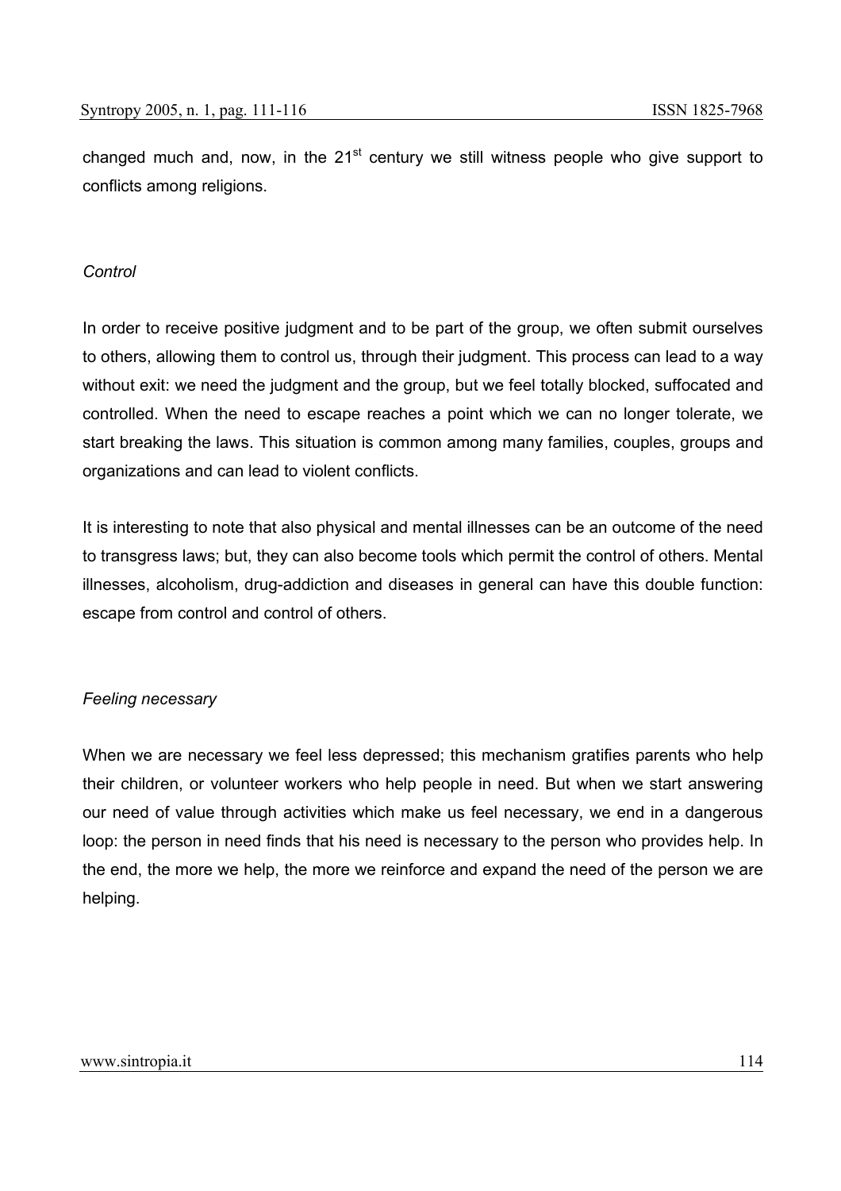changed much and, now, in the 21st century we still witness people who give support to conflicts among religions.

*Control*

In order to receive positive judgment and to be part of the group, we often submit ourselves to others, allowing them to control us, through their judgment. This process can lead to a way without exit: we need the judgment and the group, but we feel totally blocked, suffocated and controlled. When the need to escape reaches a point which we can no longer tolerate, we start breaking the laws. This situation is common among many families, couples, groups and organizations and can lead to violent conflicts.

It is interesting to note that also physical and mental illnesses can be an outcome of the need to transgress laws; but, they can also become tools which permit the control of others. Mental illnesses, alcoholism, drug-addiction and diseases in general can have this double function: escape from control and control of others.

*Feeling necessary*

When we are necessary we feel less depressed; this mechanism gratifies parents who help their children, or volunteer workers who help people in need. But when we start answering our need of value through activities which make us feel necessary, we end in a dangerous loop: the person in need finds that his need is necessary to the person who provides help. In the end, the more we help, the more we reinforce and expand the need of the person we are helping.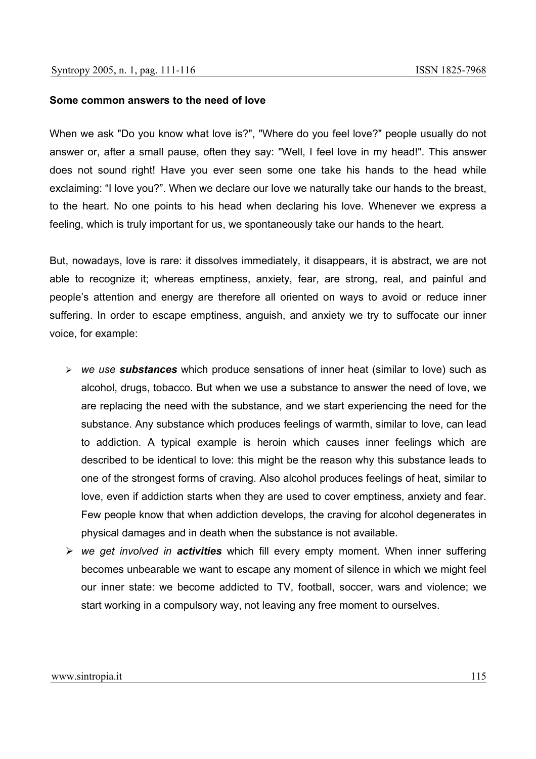**Some common answers to the need of love**

When we ask "Do you know what love is?", "Where do you feel love?" people usually do not answer or, after a small pause, often they say: "Well, I feel love in my head!". This answer does not sound right! Have you ever seen some one take his hands to the head while exclaiming: "I love you?". When we declare our love we naturally take our hands to the breast, to the heart. No one points to his head when declaring his love. Whenever we express a feeling, which is truly important for us, we spontaneously take our hands to the heart.

But, nowadays, love is rare: it dissolves immediately, it disappears, it is abstract, we are not able to recognize it; whereas emptiness, anxiety, fear, are strong, real, and painful and people's attention and energy are therefore all oriented on ways to avoid or reduce inner suffering. In order to escape emptiness, anguish, and anxiety we try to suffocate our inner voice, for example:

- *we use **substances*** which produce sensations of inner heat (similar to love) such as alcohol, drugs, tobacco. But when we use a substance to answer the need of love, we are replacing the need with the substance, and we start experiencing the need for the substance. Any substance which produces feelings of warmth, similar to love, can lead to addiction. A typical example is heroin which causes inner feelings which are described to be identical to love: this might be the reason why this substance leads to one of the strongest forms of craving. Also alcohol produces feelings of heat, similar to love, even if addiction starts when they are used to cover emptiness, anxiety and fear. Few people know that when addiction develops, the craving for alcohol degenerates in physical damages and in death when the substance is not available.
- *we get involved in **activities*** which fill every empty moment. When inner suffering becomes unbearable we want to escape any moment of silence in which we might feel our inner state: we become addicted to TV, football, soccer, wars and violence; we start working in a compulsory way, not leaving any free moment to ourselves.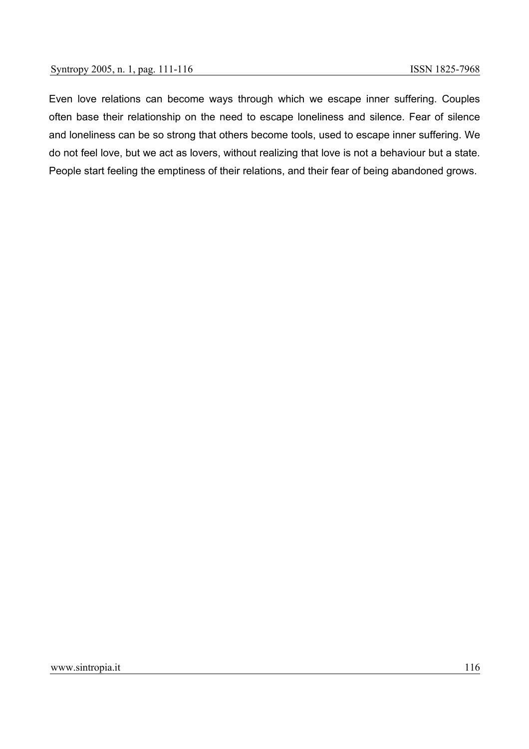Even love relations can become ways through which we escape inner suffering. Couples often base their relationship on the need to escape loneliness and silence. Fear of silence and loneliness can be so strong that others become tools, used to escape inner suffering. We do not feel love, but we act as lovers, without realizing that love is not a behaviour but a state. People start feeling the emptiness of their relations, and their fear of being abandoned grows.